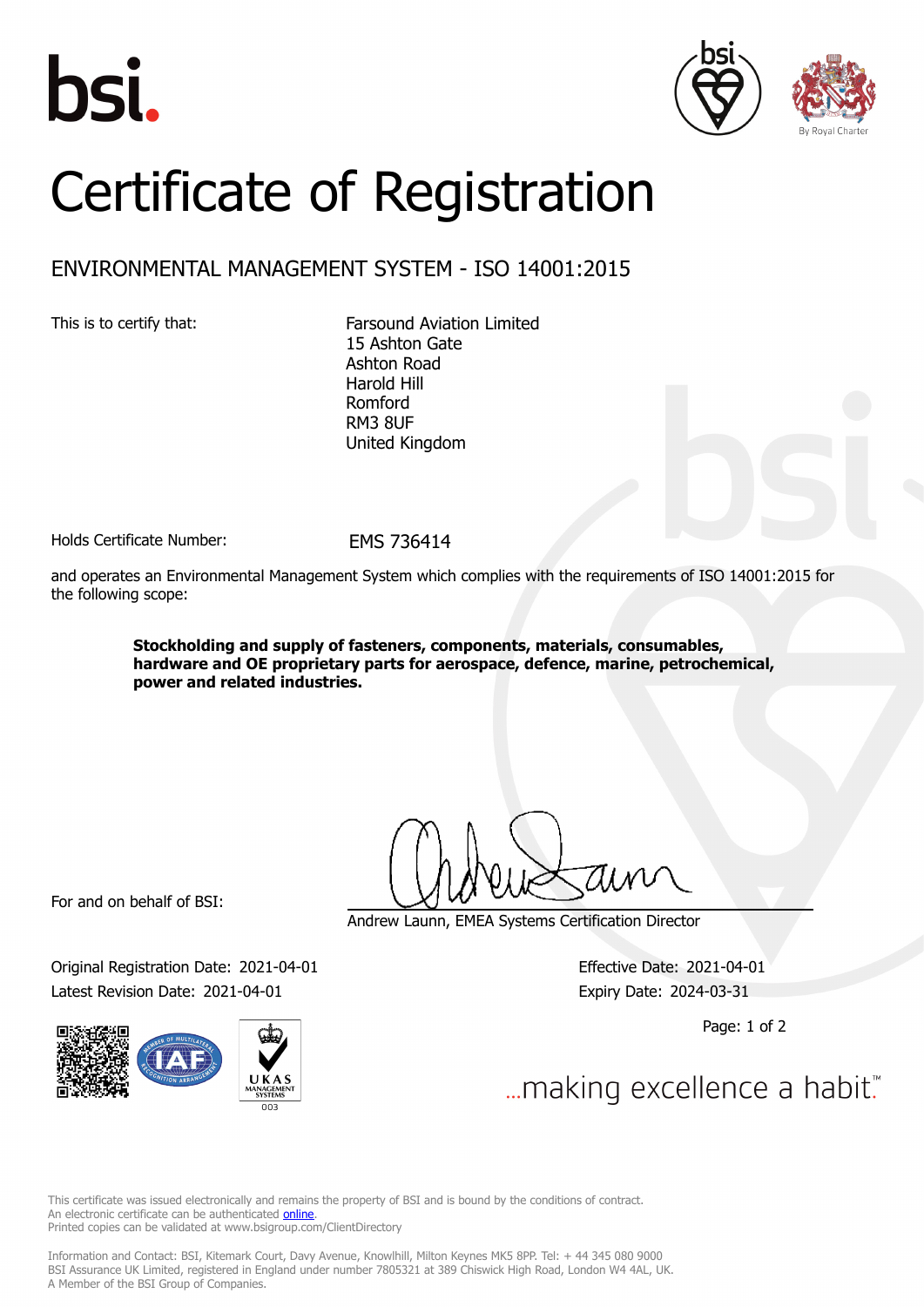# Certificate of Registration

## ENVIRONMENTAL MANAGEMENT SYSTEM - ISO 14001:2015

This is to certify that:

Farsound Aviation Limited
15 Ashton Gate
Ashton Road
Harold Hill
Romford
RM3 8UF
United Kingdom

Holds Certificate Number: EMS 736414

and operates an Environmental Management System which complies with the requirements of ISO 14001:2015 for the following scope:

**Stockholding and supply of fasteners, components, materials, consumables, hardware and OE proprietary parts for aerospace, defence, marine, petrochemical, power and related industries.**

For and on behalf of BSI:

Andrew Launn, EMEA Systems Certification Director

Original Registration Date: 2021-04-01
Latest Revision Date: 2021-04-01

Effective Date: 2021-04-01
Expiry Date: 2024-03-31

...making excellence a habit.™

This certificate was issued electronically and remains the property of BSI and is bound by the conditions of contract.
An electronic certificate can be authenticated online.
Printed copies can be validated at www.bsigroup.com/ClientDirectory

Information and Contact: BSI, Kitemark Court, Davy Avenue, Knowlhill, Milton Keynes MK5 8PP. Tel: + 44 345 080 9000
BSI Assurance UK Limited, registered in England under number 7805321 at 389 Chiswick High Road, London W4 4AL, UK.
A Member of the BSI Group of Companies.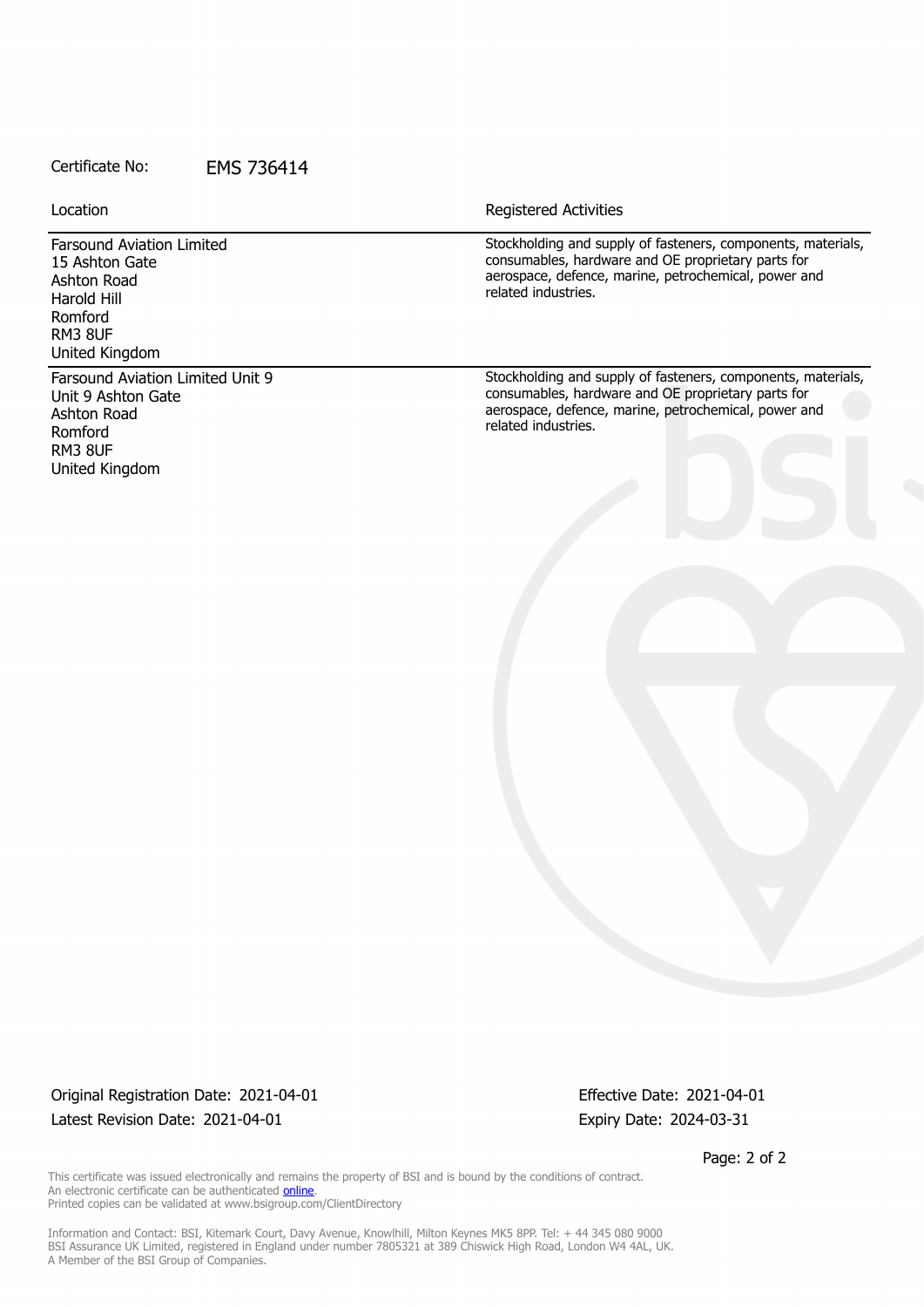Certificate No: EMS 736414

| Location | Registered Activities |
| --- | --- |
| Farsound Aviation Limited<br>15 Ashton Gate<br>Ashton Road<br>Harold Hill<br>Romford<br>RM3 8UF<br>United Kingdom | Stockholding and supply of fasteners, components, materials, consumables, hardware and OE proprietary parts for aerospace, defence, marine, petrochemical, power and related industries. |
| Farsound Aviation Limited Unit 9<br>Unit 9 Ashton Gate<br>Ashton Road<br>Romford<br>RM3 8UF<br>United Kingdom | Stockholding and supply of fasteners, components, materials, consumables, hardware and OE proprietary parts for aerospace, defence, marine, petrochemical, power and related industries. |

Original Registration Date: 2021-04-01

Latest Revision Date: 2021-04-01

Effective Date: 2021-04-01

Expiry Date: 2024-03-31

This certificate was issued electronically and remains the property of BSI and is bound by the conditions of contract.
An electronic certificate can be authenticated online.
Printed copies can be validated at www.bsigroup.com/ClientDirectory

Information and Contact: BSI, Kitemark Court, Davy Avenue, Knowlhill, Milton Keynes MK5 8PP. Tel: + 44 345 080 9000
BSI Assurance UK Limited, registered in England under number 7805321 at 389 Chiswick High Road, London W4 4AL, UK.
A Member of the BSI Group of Companies.